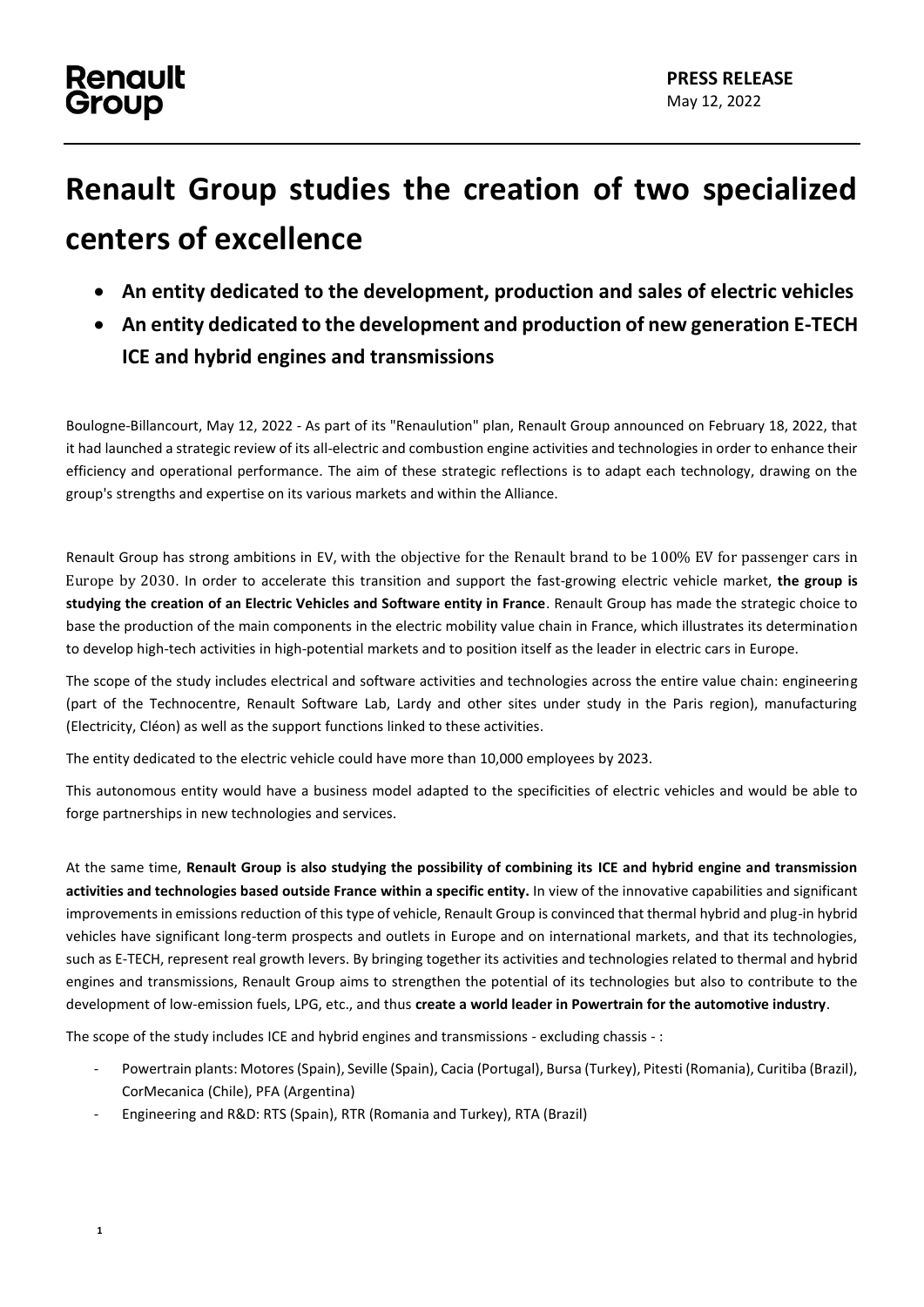Renault Group

**PRESS RELEASE**
May 12, 2022

# Renault Group studies the creation of two specialized centers of excellence

- **An entity dedicated to the development, production and sales of electric vehicles**
- **An entity dedicated to the development and production of new generation E-TECH ICE and hybrid engines and transmissions**

Boulogne-Billancourt, May 12, 2022 - As part of its "Renaulution" plan, Renault Group announced on February 18, 2022, that it had launched a strategic review of its all-electric and combustion engine activities and technologies in order to enhance their efficiency and operational performance. The aim of these strategic reflections is to adapt each technology, drawing on the group's strengths and expertise on its various markets and within the Alliance.

Renault Group has strong ambitions in EV, with the objective for the Renault brand to be 100% EV for passenger cars in Europe by 2030. In order to accelerate this transition and support the fast-growing electric vehicle market, **the group is studying the creation of an Electric Vehicles and Software entity in France**. Renault Group has made the strategic choice to base the production of the main components in the electric mobility value chain in France, which illustrates its determination to develop high-tech activities in high-potential markets and to position itself as the leader in electric cars in Europe.

The scope of the study includes electrical and software activities and technologies across the entire value chain: engineering (part of the Technocentre, Renault Software Lab, Lardy and other sites under study in the Paris region), manufacturing (Electricity, Cléon) as well as the support functions linked to these activities.

The entity dedicated to the electric vehicle could have more than 10,000 employees by 2023.

This autonomous entity would have a business model adapted to the specificities of electric vehicles and would be able to forge partnerships in new technologies and services.

At the same time, **Renault Group is also studying the possibility of combining its ICE and hybrid engine and transmission activities and technologies based outside France within a specific entity.** In view of the innovative capabilities and significant improvements in emissions reduction of this type of vehicle, Renault Group is convinced that thermal hybrid and plug-in hybrid vehicles have significant long-term prospects and outlets in Europe and on international markets, and that its technologies, such as E-TECH, represent real growth levers. By bringing together its activities and technologies related to thermal and hybrid engines and transmissions, Renault Group aims to strengthen the potential of its technologies but also to contribute to the development of low-emission fuels, LPG, etc., and thus **create a world leader in Powertrain for the automotive industry**.

The scope of the study includes ICE and hybrid engines and transmissions - excluding chassis - :

- Powertrain plants: Motores (Spain), Seville (Spain), Cacia (Portugal), Bursa (Turkey), Pitesti (Romania), Curitiba (Brazil), CorMecanica (Chile), PFA (Argentina)
- Engineering and R&D: RTS (Spain), RTR (Romania and Turkey), RTA (Brazil)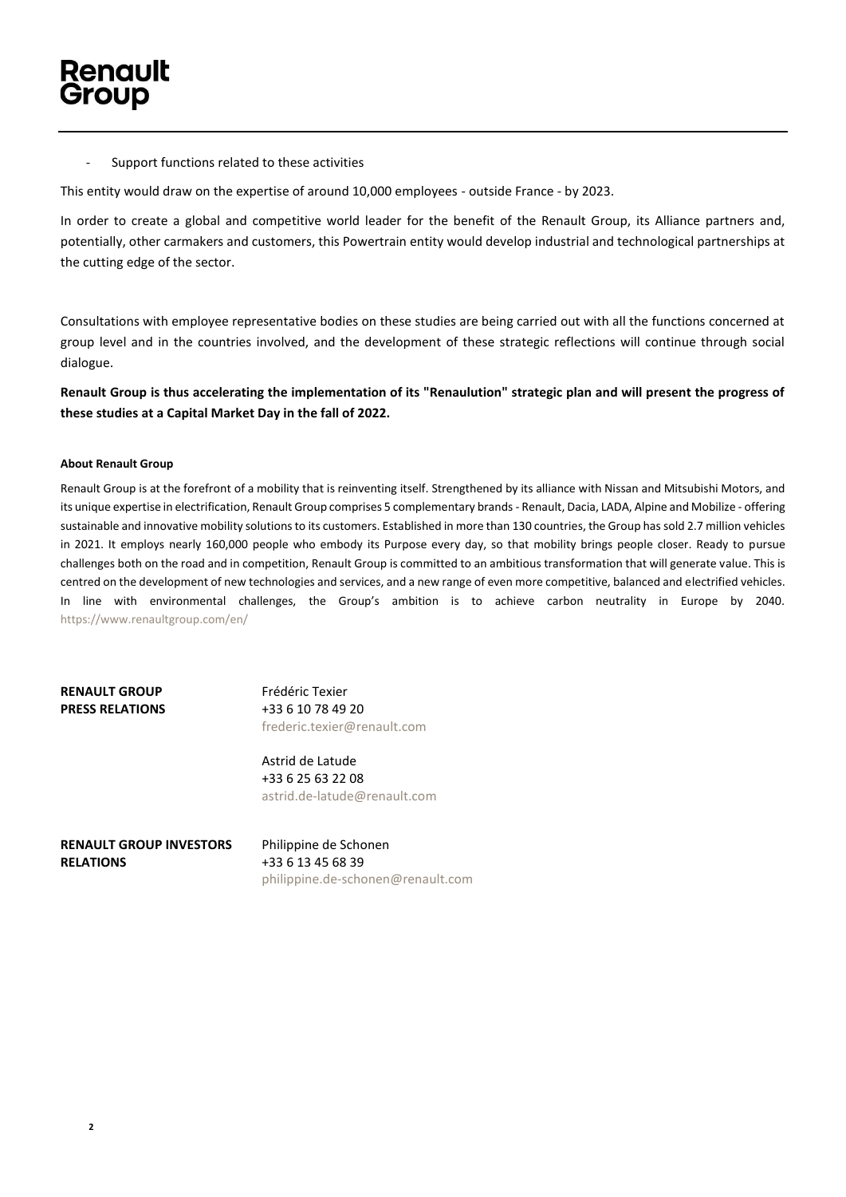- Support functions related to these activities

This entity would draw on the expertise of around 10,000 employees - outside France - by 2023.

In order to create a global and competitive world leader for the benefit of the Renault Group, its Alliance partners and, potentially, other carmakers and customers, this Powertrain entity would develop industrial and technological partnerships at the cutting edge of the sector.

Consultations with employee representative bodies on these studies are being carried out with all the functions concerned at group level and in the countries involved, and the development of these strategic reflections will continue through social dialogue.

**Renault Group is thus accelerating the implementation of its "Renaulution" strategic plan and will present the progress of these studies at a Capital Market Day in the fall of 2022.**

#### About Renault Group

Renault Group is at the forefront of a mobility that is reinventing itself. Strengthened by its alliance with Nissan and Mitsubishi Motors, and its unique expertise in electrification, Renault Group comprises 5 complementary brands - Renault, Dacia, LADA, Alpine and Mobilize - offering sustainable and innovative mobility solutions to its customers. Established in more than 130 countries, the Group has sold 2.7 million vehicles in 2021. It employs nearly 160,000 people who embody its Purpose every day, so that mobility brings people closer. Ready to pursue challenges both on the road and in competition, Renault Group is committed to an ambitious transformation that will generate value. This is centred on the development of new technologies and services, and a new range of even more competitive, balanced and electrified vehicles. In line with environmental challenges, the Group's ambition is to achieve carbon neutrality in Europe by 2040. https://www.renaultgroup.com/en/

| | |
|---|---|
| **RENAULT GROUP PRESS RELATIONS** | Frédéric Texier<br>+33 6 10 78 49 20<br>frederic.texier@renault.com<br><br>Astrid de Latude<br>+33 6 25 63 22 08<br>astrid.de-latude@renault.com |
| **RENAULT GROUP INVESTORS RELATIONS** | Philippine de Schonen<br>+33 6 13 45 68 39<br>philippine.de-schonen@renault.com |